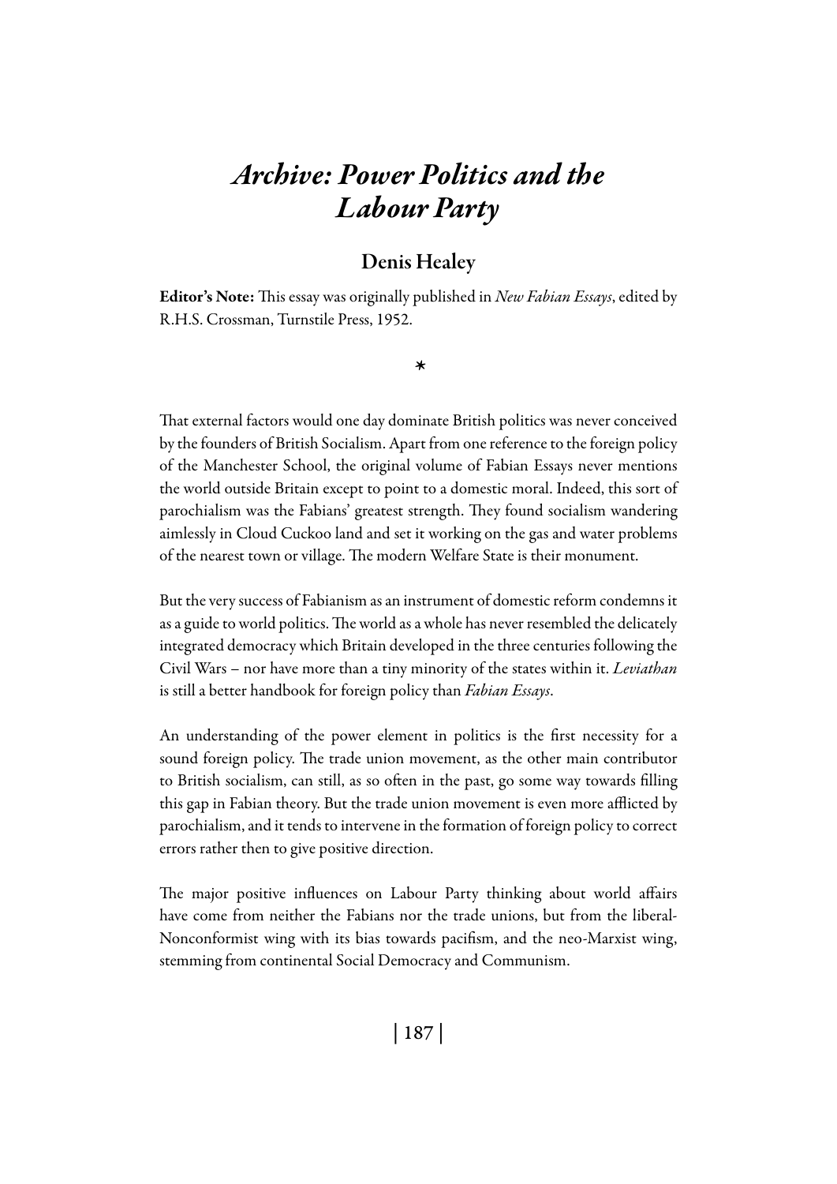# *Archive: Power Politics and the Labour Party*

## Denis Healey

**Editor's Note:** This essay was originally published in *New Fabian Essays*, edited by R.H.S. Crossman, Turnstile Press, 1952.

*

That external factors would one day dominate British politics was never conceived by the founders of British Socialism. Apart from one reference to the foreign policy of the Manchester School, the original volume of Fabian Essays never mentions the world outside Britain except to point to a domestic moral. Indeed, this sort of parochialism was the Fabians' greatest strength. They found socialism wandering aimlessly in Cloud Cuckoo land and set it working on the gas and water problems of the nearest town or village. The modern Welfare State is their monument.

But the very success of Fabianism as an instrument of domestic reform condemns it as a guide to world politics. The world as a whole has never resembled the delicately integrated democracy which Britain developed in the three centuries following the Civil Wars – nor have more than a tiny minority of the states within it. *Leviathan* is still a better handbook for foreign policy than *Fabian Essays*.

An understanding of the power element in politics is the first necessity for a sound foreign policy. The trade union movement, as the other main contributor to British socialism, can still, as so often in the past, go some way towards filling this gap in Fabian theory. But the trade union movement is even more afflicted by parochialism, and it tends to intervene in the formation of foreign policy to correct errors rather then to give positive direction.

The major positive influences on Labour Party thinking about world affairs have come from neither the Fabians nor the trade unions, but from the liberal-Nonconformist wing with its bias towards pacifism, and the neo-Marxist wing, stemming from continental Social Democracy and Communism.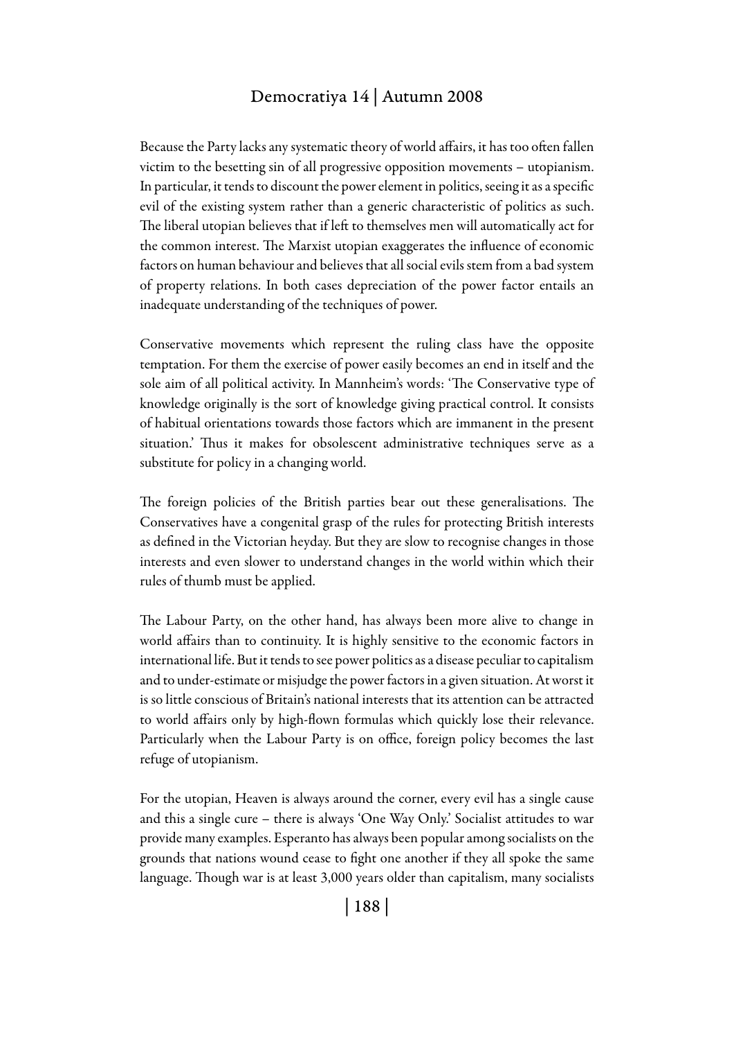Because the Party lacks any systematic theory of world affairs, it has too often fallen victim to the besetting sin of all progressive opposition movements – utopianism. In particular, it tends to discount the power element in politics, seeing it as a specific evil of the existing system rather than a generic characteristic of politics as such. The liberal utopian believes that if left to themselves men will automatically act for the common interest. The Marxist utopian exaggerates the influence of economic factors on human behaviour and believes that all social evils stem from a bad system of property relations. In both cases depreciation of the power factor entails an inadequate understanding of the techniques of power.

Conservative movements which represent the ruling class have the opposite temptation. For them the exercise of power easily becomes an end in itself and the sole aim of all political activity. In Mannheim's words: 'The Conservative type of knowledge originally is the sort of knowledge giving practical control. It consists of habitual orientations towards those factors which are immanent in the present situation.' Thus it makes for obsolescent administrative techniques serve as a substitute for policy in a changing world.

The foreign policies of the British parties bear out these generalisations. The Conservatives have a congenital grasp of the rules for protecting British interests as defined in the Victorian heyday. But they are slow to recognise changes in those interests and even slower to understand changes in the world within which their rules of thumb must be applied.

The Labour Party, on the other hand, has always been more alive to change in world affairs than to continuity. It is highly sensitive to the economic factors in international life. But it tends to see power politics as a disease peculiar to capitalism and to under-estimate or misjudge the power factors in a given situation. At worst it is so little conscious of Britain's national interests that its attention can be attracted to world affairs only by high-flown formulas which quickly lose their relevance. Particularly when the Labour Party is on office, foreign policy becomes the last refuge of utopianism.

For the utopian, Heaven is always around the corner, every evil has a single cause and this a single cure – there is always 'One Way Only.' Socialist attitudes to war provide many examples. Esperanto has always been popular among socialists on the grounds that nations wound cease to fight one another if they all spoke the same language. Though war is at least 3,000 years older than capitalism, many socialists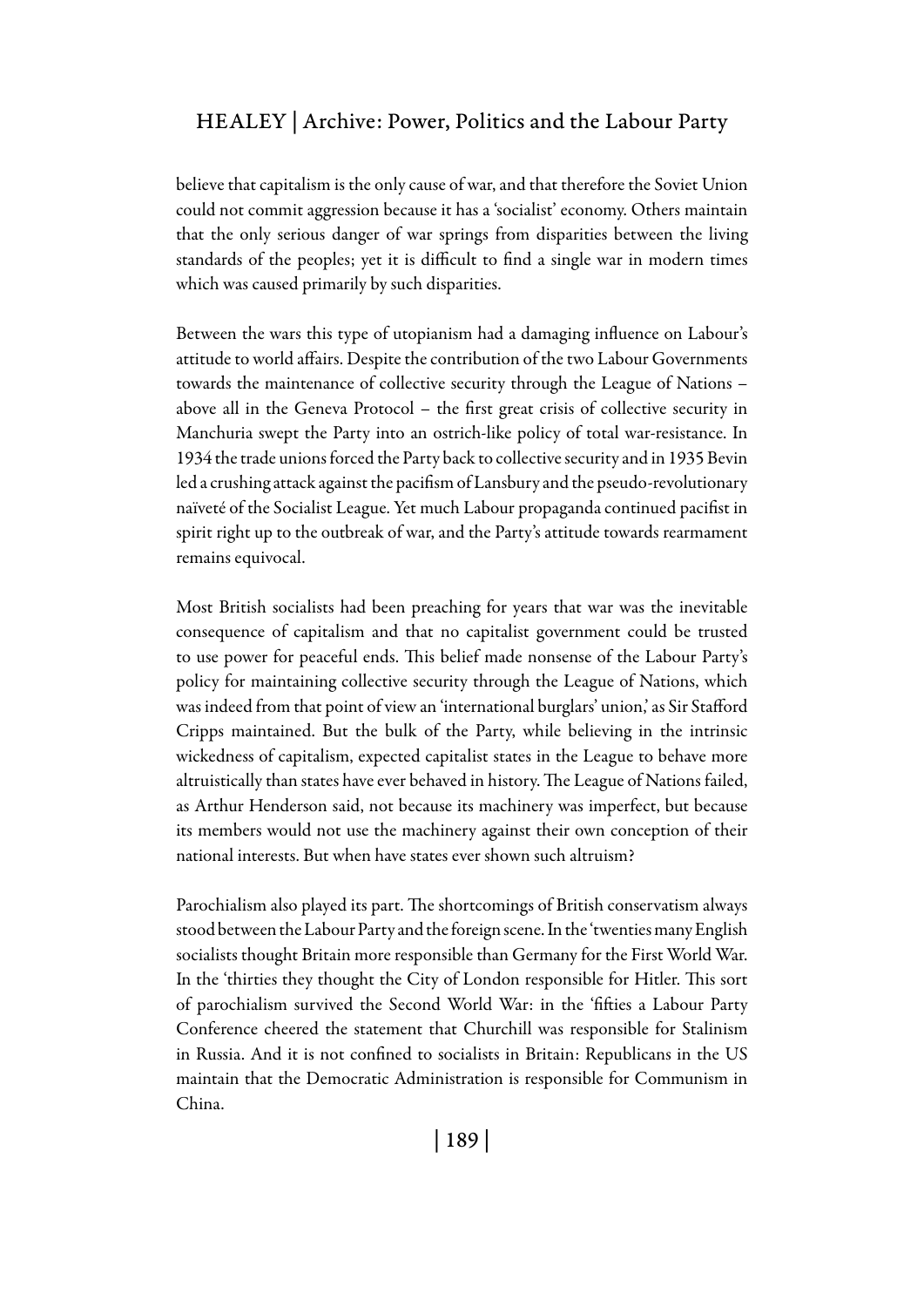believe that capitalism is the only cause of war, and that therefore the Soviet Union could not commit aggression because it has a 'socialist' economy. Others maintain that the only serious danger of war springs from disparities between the living standards of the peoples; yet it is difficult to find a single war in modern times which was caused primarily by such disparities.

Between the wars this type of utopianism had a damaging influence on Labour's attitude to world affairs. Despite the contribution of the two Labour Governments towards the maintenance of collective security through the League of Nations – above all in the Geneva Protocol – the first great crisis of collective security in Manchuria swept the Party into an ostrich-like policy of total war-resistance. In 1934 the trade unions forced the Party back to collective security and in 1935 Bevin led a crushing attack against the pacifism of Lansbury and the pseudo-revolutionary naïveté of the Socialist League. Yet much Labour propaganda continued pacifist in spirit right up to the outbreak of war, and the Party's attitude towards rearmament remains equivocal.

Most British socialists had been preaching for years that war was the inevitable consequence of capitalism and that no capitalist government could be trusted to use power for peaceful ends. This belief made nonsense of the Labour Party's policy for maintaining collective security through the League of Nations, which was indeed from that point of view an 'international burglars' union,' as Sir Stafford Cripps maintained. But the bulk of the Party, while believing in the intrinsic wickedness of capitalism, expected capitalist states in the League to behave more altruistically than states have ever behaved in history. The League of Nations failed, as Arthur Henderson said, not because its machinery was imperfect, but because its members would not use the machinery against their own conception of their national interests. But when have states ever shown such altruism?

Parochialism also played its part. The shortcomings of British conservatism always stood between the Labour Party and the foreign scene. In the 'twenties many English socialists thought Britain more responsible than Germany for the First World War. In the 'thirties they thought the City of London responsible for Hitler. This sort of parochialism survived the Second World War: in the 'fifties a Labour Party Conference cheered the statement that Churchill was responsible for Stalinism in Russia. And it is not confined to socialists in Britain: Republicans in the US maintain that the Democratic Administration is responsible for Communism in China.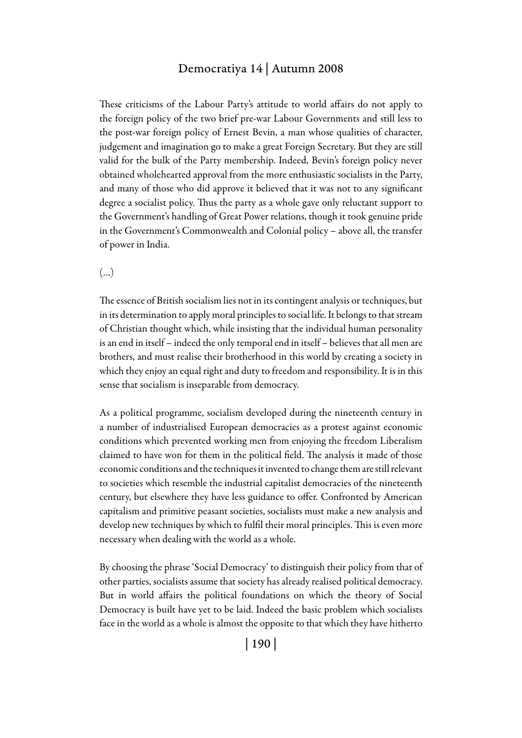These criticisms of the Labour Party's attitude to world affairs do not apply to the foreign policy of the two brief pre-war Labour Governments and still less to the post-war foreign policy of Ernest Bevin, a man whose qualities of character, judgement and imagination go to make a great Foreign Secretary. But they are still valid for the bulk of the Party membership. Indeed, Bevin's foreign policy never obtained wholehearted approval from the more enthusiastic socialists in the Party, and many of those who did approve it believed that it was not to any significant degree a socialist policy. Thus the party as a whole gave only reluctant support to the Government's handling of Great Power relations, though it took genuine pride in the Government's Commonwealth and Colonial policy – above all, the transfer of power in India.

(…)

The essence of British socialism lies not in its contingent analysis or techniques, but in its determination to apply moral principles to social life. It belongs to that stream of Christian thought which, while insisting that the individual human personality is an end in itself – indeed the only temporal end in itself – believes that all men are brothers, and must realise their brotherhood in this world by creating a society in which they enjoy an equal right and duty to freedom and responsibility. It is in this sense that socialism is inseparable from democracy.

As a political programme, socialism developed during the nineteenth century in a number of industrialised European democracies as a protest against economic conditions which prevented working men from enjoying the freedom Liberalism claimed to have won for them in the political field. The analysis it made of those economic conditions and the techniques it invented to change them are still relevant to societies which resemble the industrial capitalist democracies of the nineteenth century, but elsewhere they have less guidance to offer. Confronted by American capitalism and primitive peasant societies, socialists must make a new analysis and develop new techniques by which to fulfil their moral principles. This is even more necessary when dealing with the world as a whole.

By choosing the phrase 'Social Democracy' to distinguish their policy from that of other parties, socialists assume that society has already realised political democracy. But in world affairs the political foundations on which the theory of Social Democracy is built have yet to be laid. Indeed the basic problem which socialists face in the world as a whole is almost the opposite to that which they have hitherto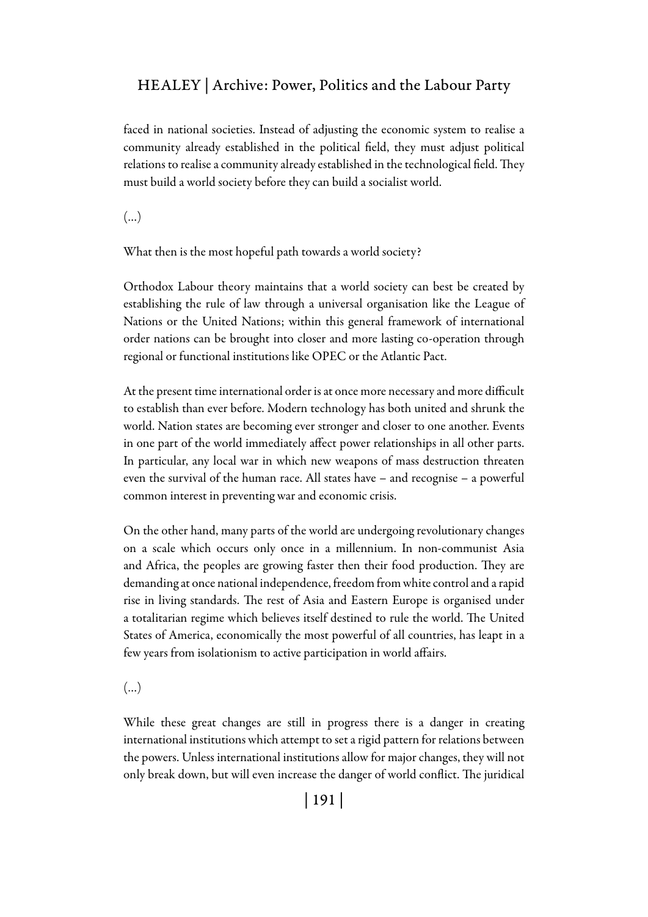faced in national societies. Instead of adjusting the economic system to realise a community already established in the political field, they must adjust political relations to realise a community already established in the technological field. They must build a world society before they can build a socialist world.

(…)

What then is the most hopeful path towards a world society?

Orthodox Labour theory maintains that a world society can best be created by establishing the rule of law through a universal organisation like the League of Nations or the United Nations; within this general framework of international order nations can be brought into closer and more lasting co-operation through regional or functional institutions like OPEC or the Atlantic Pact.

At the present time international order is at once more necessary and more difficult to establish than ever before. Modern technology has both united and shrunk the world. Nation states are becoming ever stronger and closer to one another. Events in one part of the world immediately affect power relationships in all other parts. In particular, any local war in which new weapons of mass destruction threaten even the survival of the human race. All states have – and recognise – a powerful common interest in preventing war and economic crisis.

On the other hand, many parts of the world are undergoing revolutionary changes on a scale which occurs only once in a millennium. In non-communist Asia and Africa, the peoples are growing faster then their food production. They are demanding at once national independence, freedom from white control and a rapid rise in living standards. The rest of Asia and Eastern Europe is organised under a totalitarian regime which believes itself destined to rule the world. The United States of America, economically the most powerful of all countries, has leapt in a few years from isolationism to active participation in world affairs.

(…)

While these great changes are still in progress there is a danger in creating international institutions which attempt to set a rigid pattern for relations between the powers. Unless international institutions allow for major changes, they will not only break down, but will even increase the danger of world conflict. The juridical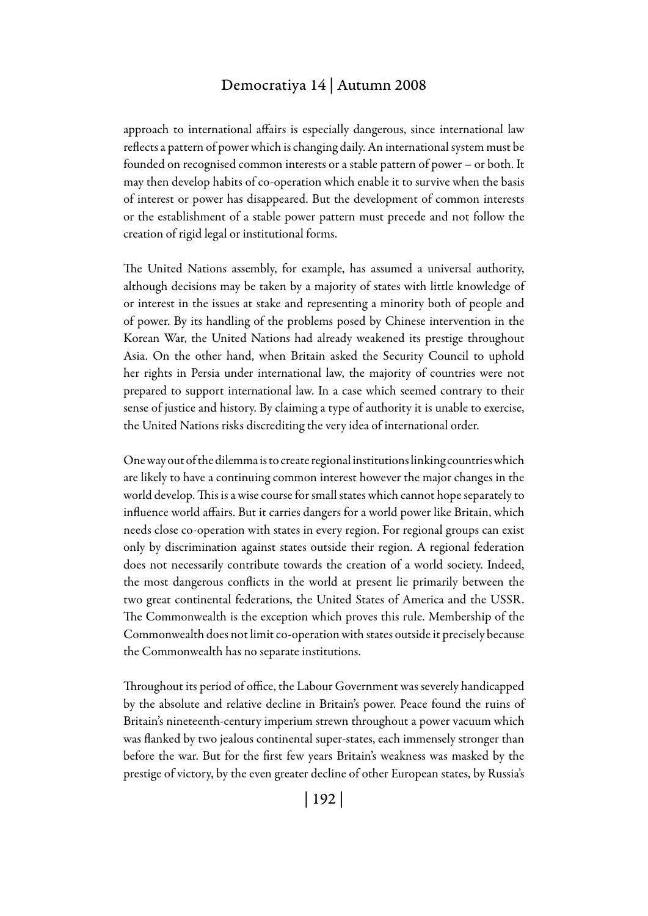approach to international affairs is especially dangerous, since international law reflects a pattern of power which is changing daily. An international system must be founded on recognised common interests or a stable pattern of power – or both. It may then develop habits of co-operation which enable it to survive when the basis of interest or power has disappeared. But the development of common interests or the establishment of a stable power pattern must precede and not follow the creation of rigid legal or institutional forms.

The United Nations assembly, for example, has assumed a universal authority, although decisions may be taken by a majority of states with little knowledge of or interest in the issues at stake and representing a minority both of people and of power. By its handling of the problems posed by Chinese intervention in the Korean War, the United Nations had already weakened its prestige throughout Asia. On the other hand, when Britain asked the Security Council to uphold her rights in Persia under international law, the majority of countries were not prepared to support international law. In a case which seemed contrary to their sense of justice and history. By claiming a type of authority it is unable to exercise, the United Nations risks discrediting the very idea of international order.

One way out of the dilemma is to create regional institutions linking countries which are likely to have a continuing common interest however the major changes in the world develop. This is a wise course for small states which cannot hope separately to influence world affairs. But it carries dangers for a world power like Britain, which needs close co-operation with states in every region. For regional groups can exist only by discrimination against states outside their region. A regional federation does not necessarily contribute towards the creation of a world society. Indeed, the most dangerous conflicts in the world at present lie primarily between the two great continental federations, the United States of America and the USSR. The Commonwealth is the exception which proves this rule. Membership of the Commonwealth does not limit co-operation with states outside it precisely because the Commonwealth has no separate institutions.

Throughout its period of office, the Labour Government was severely handicapped by the absolute and relative decline in Britain's power. Peace found the ruins of Britain's nineteenth-century imperium strewn throughout a power vacuum which was flanked by two jealous continental super-states, each immensely stronger than before the war. But for the first few years Britain's weakness was masked by the prestige of victory, by the even greater decline of other European states, by Russia's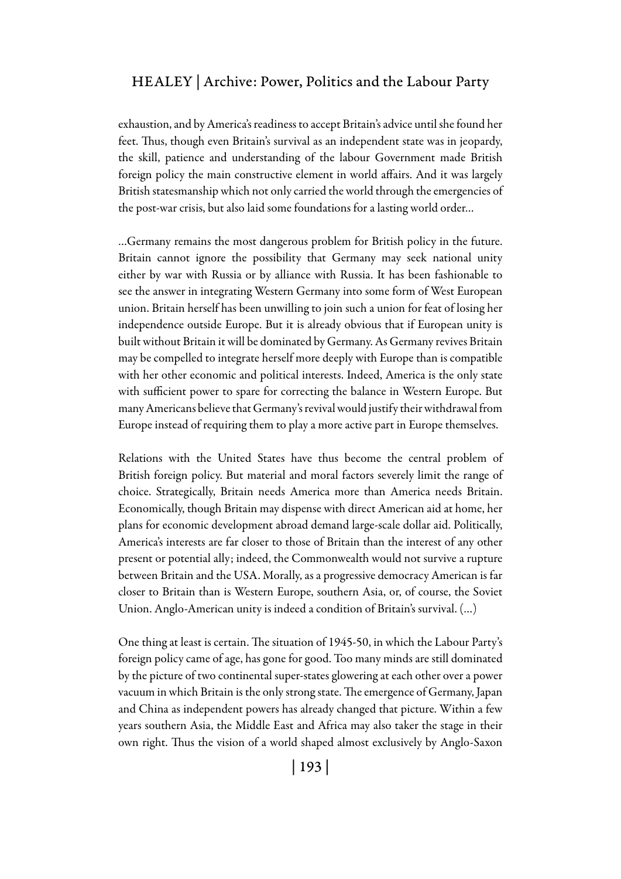exhaustion, and by America's readiness to accept Britain's advice until she found her feet. Thus, though even Britain's survival as an independent state was in jeopardy, the skill, patience and understanding of the labour Government made British foreign policy the main constructive element in world affairs. And it was largely British statesmanship which not only carried the world through the emergencies of the post-war crisis, but also laid some foundations for a lasting world order...

...Germany remains the most dangerous problem for British policy in the future. Britain cannot ignore the possibility that Germany may seek national unity either by war with Russia or by alliance with Russia. It has been fashionable to see the answer in integrating Western Germany into some form of West European union. Britain herself has been unwilling to join such a union for feat of losing her independence outside Europe. But it is already obvious that if European unity is built without Britain it will be dominated by Germany. As Germany revives Britain may be compelled to integrate herself more deeply with Europe than is compatible with her other economic and political interests. Indeed, America is the only state with sufficient power to spare for correcting the balance in Western Europe. But many Americans believe that Germany's revival would justify their withdrawal from Europe instead of requiring them to play a more active part in Europe themselves.

Relations with the United States have thus become the central problem of British foreign policy. But material and moral factors severely limit the range of choice. Strategically, Britain needs America more than America needs Britain. Economically, though Britain may dispense with direct American aid at home, her plans for economic development abroad demand large-scale dollar aid. Politically, America's interests are far closer to those of Britain than the interest of any other present or potential ally; indeed, the Commonwealth would not survive a rupture between Britain and the USA. Morally, as a progressive democracy American is far closer to Britain than is Western Europe, southern Asia, or, of course, the Soviet Union. Anglo-American unity is indeed a condition of Britain's survival. (...)

One thing at least is certain. The situation of 1945-50, in which the Labour Party's foreign policy came of age, has gone for good. Too many minds are still dominated by the picture of two continental super-states glowering at each other over a power vacuum in which Britain is the only strong state. The emergence of Germany, Japan and China as independent powers has already changed that picture. Within a few years southern Asia, the Middle East and Africa may also taker the stage in their own right. Thus the vision of a world shaped almost exclusively by Anglo-Saxon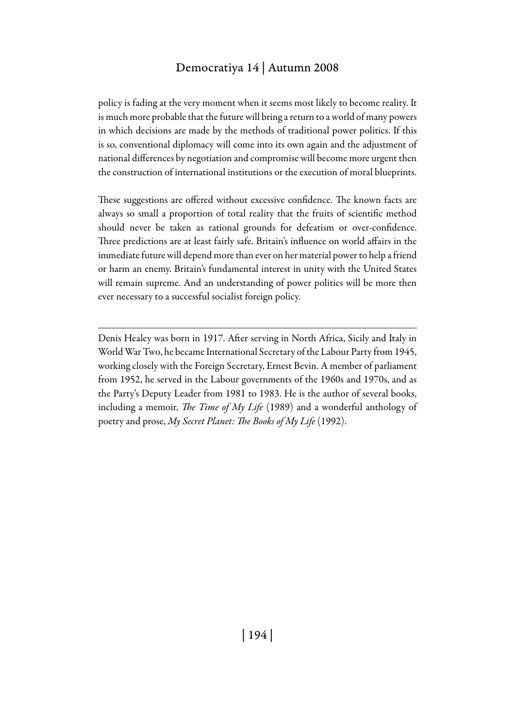policy is fading at the very moment when it seems most likely to become reality. It is much more probable that the future will bring a return to a world of many powers in which decisions are made by the methods of traditional power politics. If this is so, conventional diplomacy will come into its own again and the adjustment of national differences by negotiation and compromise will become more urgent then the construction of international institutions or the execution of moral blueprints.

These suggestions are offered without excessive confidence. The known facts are always so small a proportion of total reality that the fruits of scientific method should never be taken as rational grounds for defeatism or over-confidence. Three predictions are at least fairly safe. Britain's influence on world affairs in the immediate future will depend more than ever on her material power to help a friend or harm an enemy. Britain's fundamental interest in unity with the United States will remain supreme. And an understanding of power politics will be more then ever necessary to a successful socialist foreign policy.

---

Denis Healey was born in 1917. After serving in North Africa, Sicily and Italy in World War Two, he became International Secretary of the Labour Party from 1945, working closely with the Foreign Secretary, Ernest Bevin. A member of parliament from 1952, he served in the Labour governments of the 1960s and 1970s, and as the Party's Deputy Leader from 1981 to 1983. He is the author of several books, including a memoir, *The Time of My Life* (1989) and a wonderful anthology of poetry and prose, *My Secret Planet: The Books of My Life* (1992).